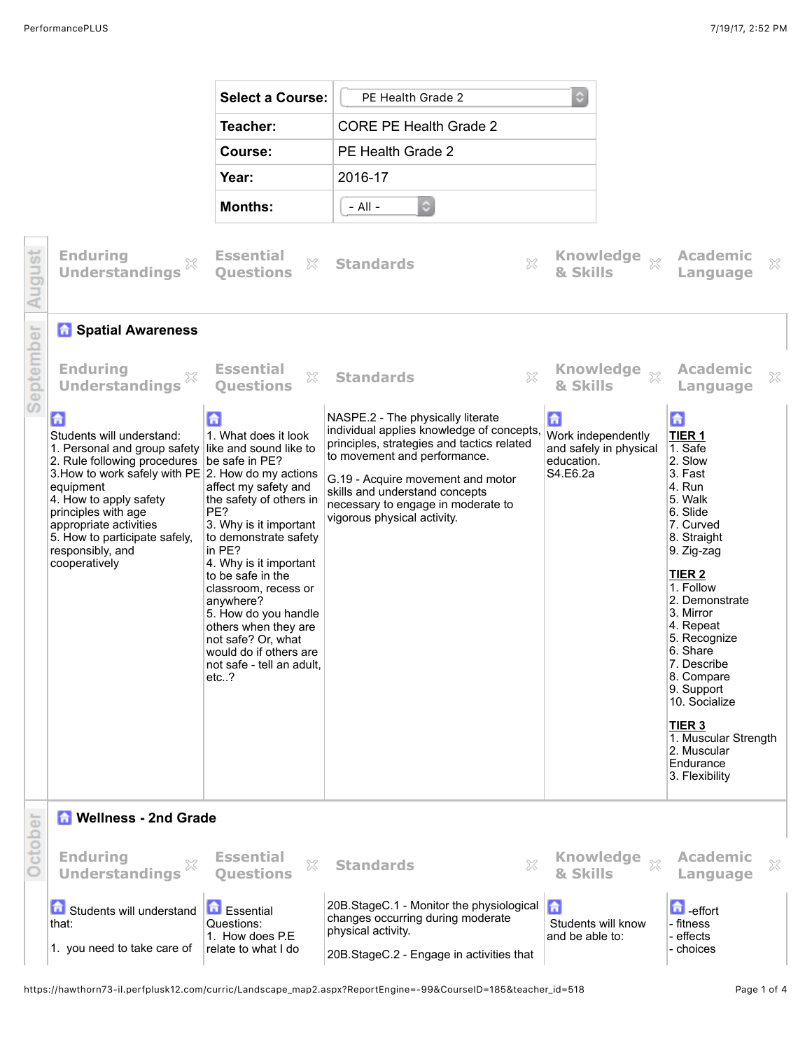| Select a Course: | PE Health Grade 2 |
|---|---|
| Teacher: | CORE PE Health Grade 2 |
| Course: | PE Health Grade 2 |
| Year: | 2016-17 |
| Months: | - All - |

## August

| Enduring Understandings | Essential Questions | Standards | Knowledge & Skills | Academic Language |
|---|---|---|---|---|

## September

### Spatial Awareness

| Enduring Understandings | Essential Questions | Standards | Knowledge & Skills | Academic Language |
|---|---|---|---|---|
| Students will understand:<br>1. Personal and group safety<br>2. Rule following procedures<br>3.How to work safely with PE equipment<br>4. How to apply safety principles with age appropriate activities<br>5. How to participate safely, responsibly, and cooperatively | 1. What does it look like and sound like to be safe in PE?<br>2. How do my actions affect my safety and the safety of others in PE?<br>3. Why is it important to demonstrate safety in PE?<br>4. Why is it important to be safe in the classroom, recess or anywhere?<br>5. How do you handle others when they are not safe? Or, what would do if others are not safe - tell an adult, etc..? | NASPE.2 - The physically literate individual applies knowledge of concepts, principles, strategies and tactics related to movement and performance.<br><br>G.19 - Acquire movement and motor skills and understand concepts necessary to engage in moderate to vigorous physical activity. | Work independently and safely in physical education.<br>S4.E6.2a | **TIER 1**<br>1. Safe<br>2. Slow<br>3. Fast<br>4. Run<br>5. Walk<br>6. Slide<br>7. Curved<br>8. Straight<br>9. Zig-zag<br><br>**TIER 2**<br>1. Follow<br>2. Demonstrate<br>3. Mirror<br>4. Repeat<br>5. Recognize<br>6. Share<br>7. Describe<br>8. Compare<br>9. Support<br>10. Socialize<br><br>**TIER 3**<br>1. Muscular Strength<br>2. Muscular Endurance<br>3. Flexibility |

## October

### Wellness - 2nd Grade

| Enduring Understandings | Essential Questions | Standards | Knowledge & Skills | Academic Language |
|---|---|---|---|---|
| Students will understand that:<br><br>1. you need to take care of | Essential Questions:<br>1. How does P.E relate to what I do | 20B.StageC.1 - Monitor the physiological changes occurring during moderate physical activity.<br><br>20B.StageC.2 - Engage in activities that | Students will know and be able to: | -effort<br>- fitness<br>- effects<br>- choices |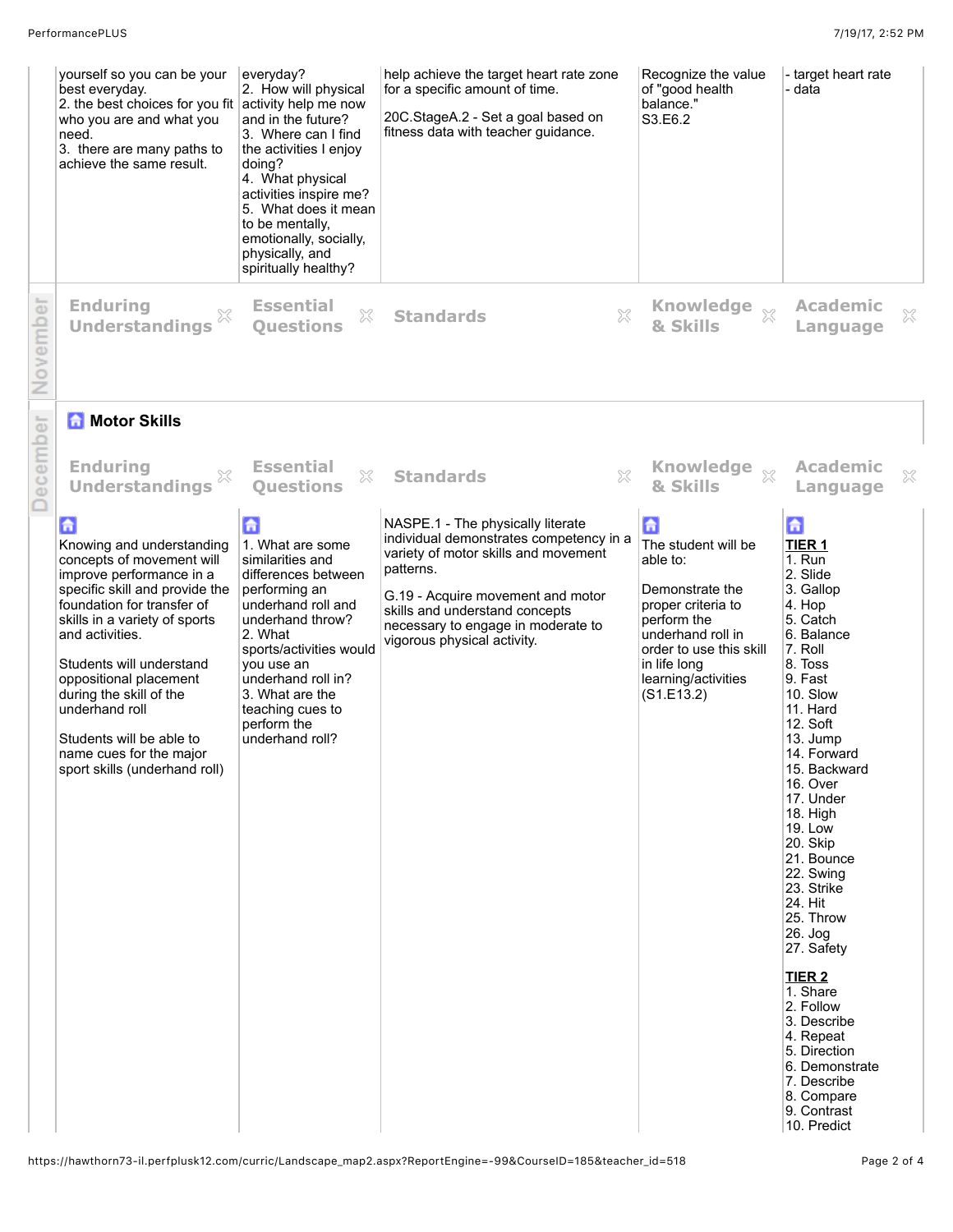| | Enduring Understandings | Essential Questions | Standards | Knowledge & Skills | Academic Language |
|---|---|---|---|---|---|
| | yourself so you can be your best everyday.<br>2. the best choices for you fit who you are and what you need.<br>3. there are many paths to achieve the same result. | everyday?<br>2. How will physical activity help me now and in the future?<br>3. Where can I find the activities I enjoy doing?<br>4. What physical activities inspire me?<br>5. What does it mean to be mentally, emotionally, socially, physically, and spiritually healthy? | help achieve the target heart rate zone for a specific amount of time.<br><br>20C.StageA.2 - Set a goal based on fitness data with teacher guidance. | Recognize the value of "good health balance."<br>S3.E6.2 | - target heart rate<br>- data |

## November

| Enduring Understandings | Essential Questions | Standards | Knowledge & Skills | Academic Language |
|---|---|---|---|---|
| | | | | |

## December

### Motor Skills

| Enduring Understandings | Essential Questions | Standards | Knowledge & Skills | Academic Language |
|---|---|---|---|---|
| Knowing and understanding concepts of movement will improve performance in a specific skill and provide the foundation for transfer of skills in a variety of sports and activities.<br><br>Students will understand oppositional placement during the skill of the underhand roll<br><br>Students will be able to name cues for the major sport skills (underhand roll) | 1. What are some similarities and differences between performing an underhand roll and underhand throw?<br>2. What sports/activities would you use an underhand roll in?<br>3. What are the teaching cues to perform the underhand roll? | NASPE.1 - The physically literate individual demonstrates competency in a variety of motor skills and movement patterns.<br><br>G.19 - Acquire movement and motor skills and understand concepts necessary to engage in moderate to vigorous physical activity. | The student will be able to:<br><br>Demonstrate the proper criteria to perform the underhand roll in order to use this skill in life long learning/activities (S1.E13.2) | **TIER 1**<br>1. Run<br>2. Slide<br>3. Gallop<br>4. Hop<br>5. Catch<br>6. Balance<br>7. Roll<br>8. Toss<br>9. Fast<br>10. Slow<br>11. Hard<br>12. Soft<br>13. Jump<br>14. Forward<br>15. Backward<br>16. Over<br>17. Under<br>18. High<br>19. Low<br>20. Skip<br>21. Bounce<br>22. Swing<br>23. Strike<br>24. Hit<br>25. Throw<br>26. Jog<br>27. Safety<br><br>**TIER 2**<br>1. Share<br>2. Follow<br>3. Describe<br>4. Repeat<br>5. Direction<br>6. Demonstrate<br>7. Describe<br>8. Compare<br>9. Contrast<br>10. Predict |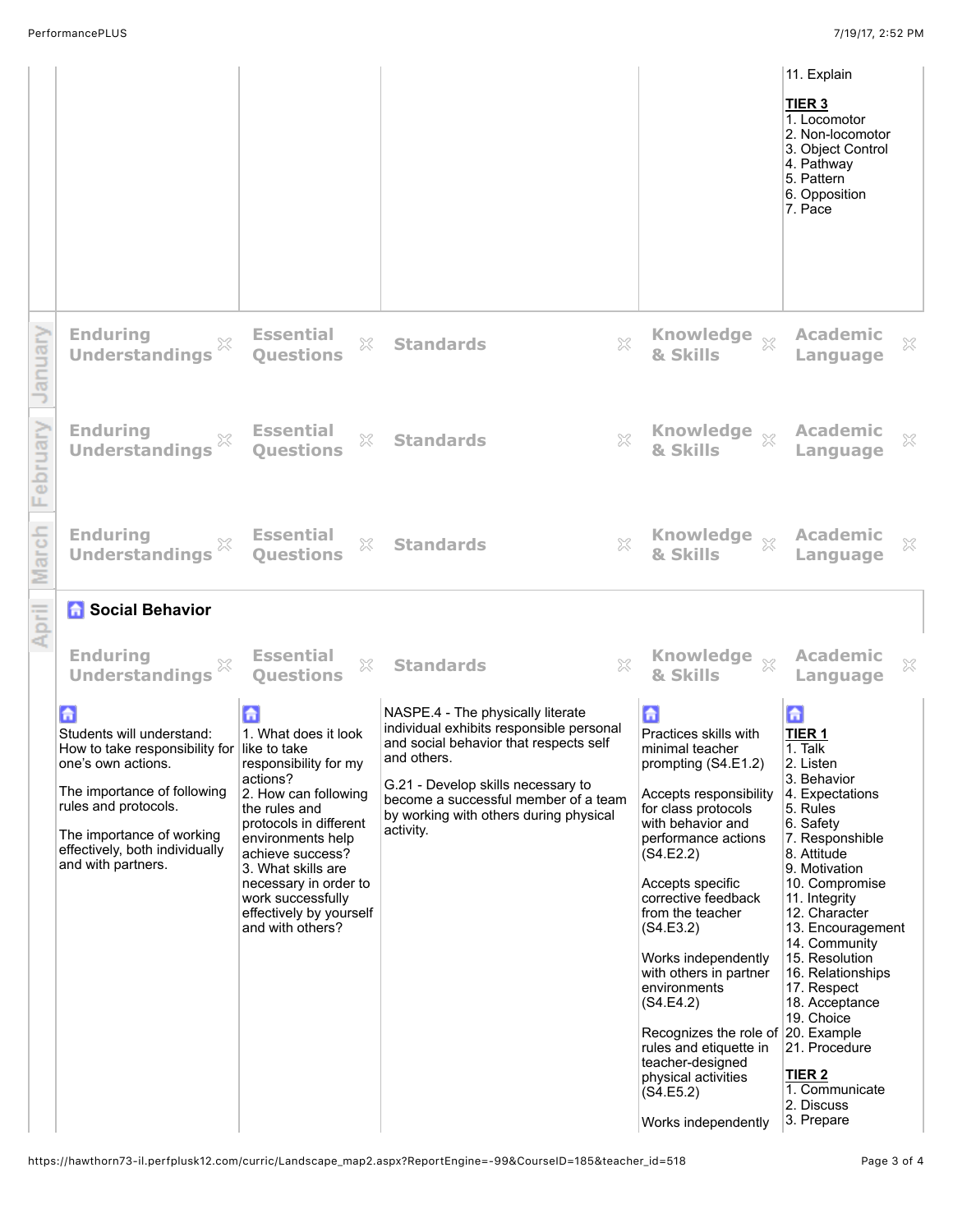| | | | | |
|---|---|---|---|---|
| | | | | 11. Explain<br><br>**TIER 3**<br>1. Locomotor<br>2. Non-locomotor<br>3. Object Control<br>4. Pathway<br>5. Pattern<br>6. Opposition<br>7. Pace |

## January

| Enduring Understandings | Essential Questions | Standards | Knowledge & Skills | Academic Language |
|---|---|---|---|---|

## February

| Enduring Understandings | Essential Questions | Standards | Knowledge & Skills | Academic Language |
|---|---|---|---|---|

## March

| Enduring Understandings | Essential Questions | Standards | Knowledge & Skills | Academic Language |
|---|---|---|---|---|

## April

### Social Behavior

| Enduring Understandings | Essential Questions | Standards | Knowledge & Skills | Academic Language |
|---|---|---|---|---|
| Students will understand:<br>How to take responsibility for one's own actions.<br><br>The importance of following rules and protocols.<br><br>The importance of working effectively, both individually and with partners. | 1. What does it look like to take responsibility for my actions?<br>2. How can following the rules and protocols in different environments help achieve success?<br>3. What skills are necessary in order to work successfully effectively by yourself and with others? | NASPE.4 - The physically literate individual exhibits responsible personal and social behavior that respects self and others.<br><br>G.21 - Develop skills necessary to become a successful member of a team by working with others during physical activity. | Practices skills with minimal teacher prompting (S4.E1.2)<br><br>Accepts responsibility for class protocols with behavior and performance actions (S4.E2.2)<br><br>Accepts specific corrective feedback from the teacher (S4.E3.2)<br><br>Works independently with others in partner environments (S4.E4.2)<br><br>Recognizes the role of rules and etiquette in teacher-designed physical activities (S4.E5.2)<br><br>Works independently | **TIER 1**<br>1. Talk<br>2. Listen<br>3. Behavior<br>4. Expectations<br>5. Rules<br>6. Safety<br>7. Responsible<br>8. Attitude<br>9. Motivation<br>10. Compromise<br>11. Integrity<br>12. Character<br>13. Encouragement<br>14. Community<br>15. Resolution<br>16. Relationships<br>17. Respect<br>18. Acceptance<br>19. Choice<br>20. Example<br>21. Procedure<br><br>**TIER 2**<br>1. Communicate<br>2. Discuss<br>3. Prepare |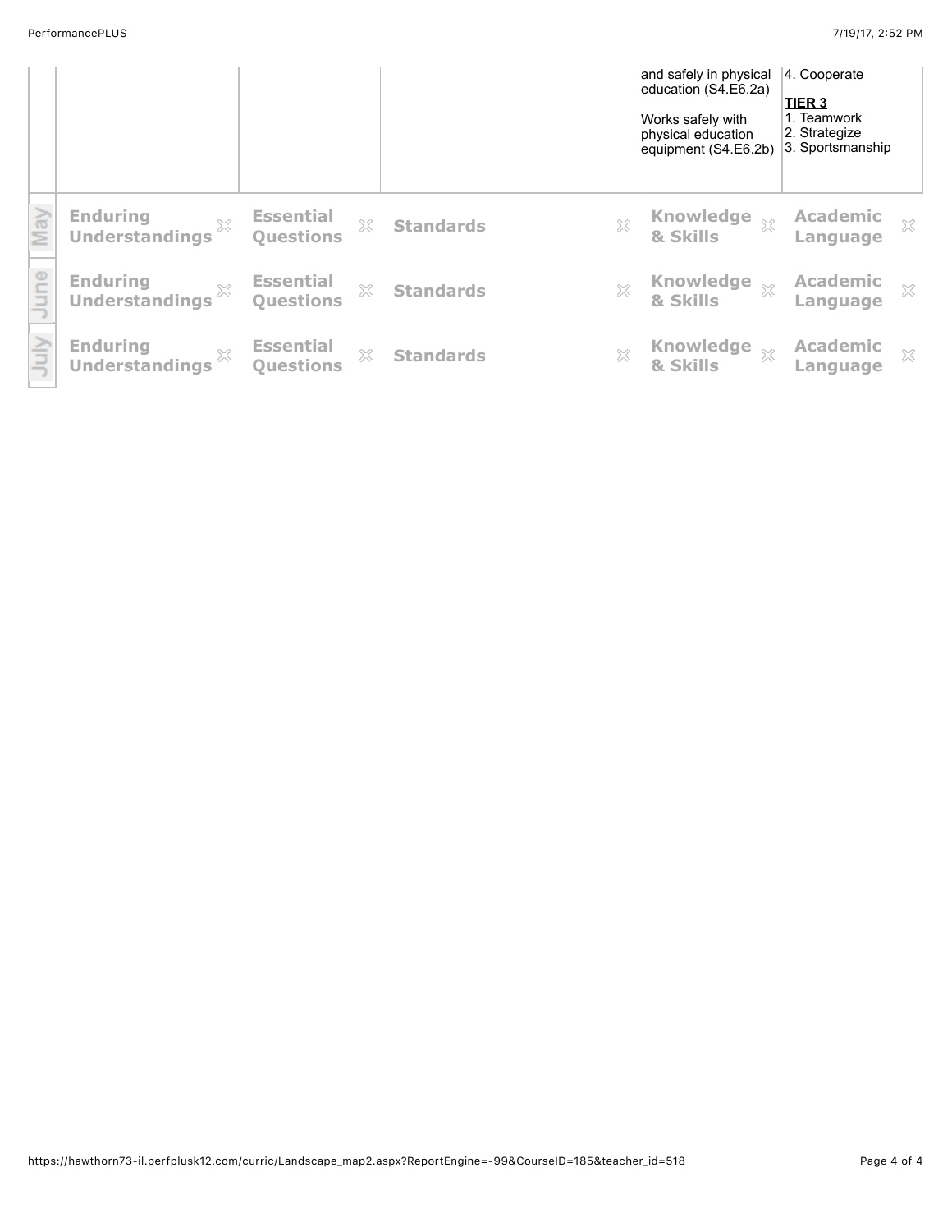| | | | | | |
|---|---|---|---|---|---|
| | | | | and safely in physical education (S4.E6.2a)<br><br>Works safely with physical education equipment (S4.E6.2b) | 4. Cooperate<br><br>**TIER 3**<br>1. Teamwork<br>2. Strategize<br>3. Sportsmanship |
| May | **Enduring Understandings** | **Essential Questions** | **Standards** | **Knowledge & Skills** | **Academic Language** |
| June | **Enduring Understandings** | **Essential Questions** | **Standards** | **Knowledge & Skills** | **Academic Language** |
| July | **Enduring Understandings** | **Essential Questions** | **Standards** | **Knowledge & Skills** | **Academic Language** |